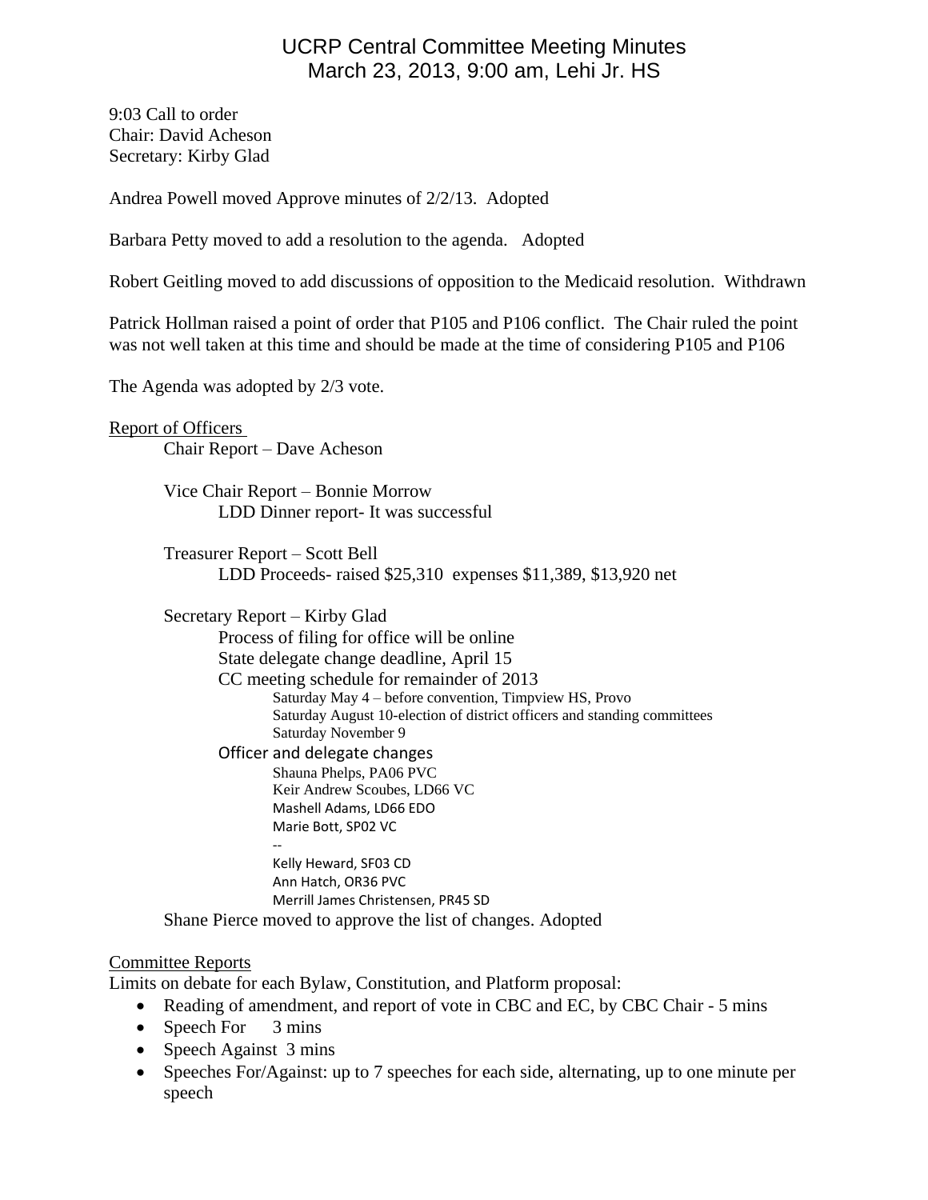# UCRP Central Committee Meeting Minutes
## March 23, 2013, 9:00 am, Lehi Jr. HS

9:03 Call to order
Chair: David Acheson
Secretary: Kirby Glad

Andrea Powell moved Approve minutes of 2/2/13. Adopted

Barbara Petty moved to add a resolution to the agenda. Adopted

Robert Geitling moved to add discussions of opposition to the Medicaid resolution. Withdrawn

Patrick Hollman raised a point of order that P105 and P106 conflict. The Chair ruled the point was not well taken at this time and should be made at the time of considering P105 and P106

The Agenda was adopted by 2/3 vote.

Report of Officers

- Chair Report – Dave Acheson
- Vice Chair Report – Bonnie Morrow
  - LDD Dinner report- It was successful
- Treasurer Report – Scott Bell
  - LDD Proceeds- raised $25,310 expenses $11,389, $13,920 net
- Secretary Report – Kirby Glad
  - Process of filing for office will be online
  - State delegate change deadline, April 15
  - CC meeting schedule for remainder of 2013
    - Saturday May 4 – before convention, Timpview HS, Provo
    - Saturday August 10-election of district officers and standing committees
    - Saturday November 9
  - Officer and delegate changes
    - Shauna Phelps, PA06 PVC
    - Keir Andrew Scoubes, LD66 VC
    - Mashell Adams, LD66 EDO
    - Marie Bott, SP02 VC
    - --
    - Kelly Heward, SF03 CD
    - Ann Hatch, OR36 PVC
    - Merrill James Christensen, PR45 SD

Shane Pierce moved to approve the list of changes. Adopted

Committee Reports

Limits on debate for each Bylaw, Constitution, and Platform proposal:

- Reading of amendment, and report of vote in CBC and EC, by CBC Chair - 5 mins
- Speech For 3 mins
- Speech Against 3 mins
- Speeches For/Against: up to 7 speeches for each side, alternating, up to one minute per speech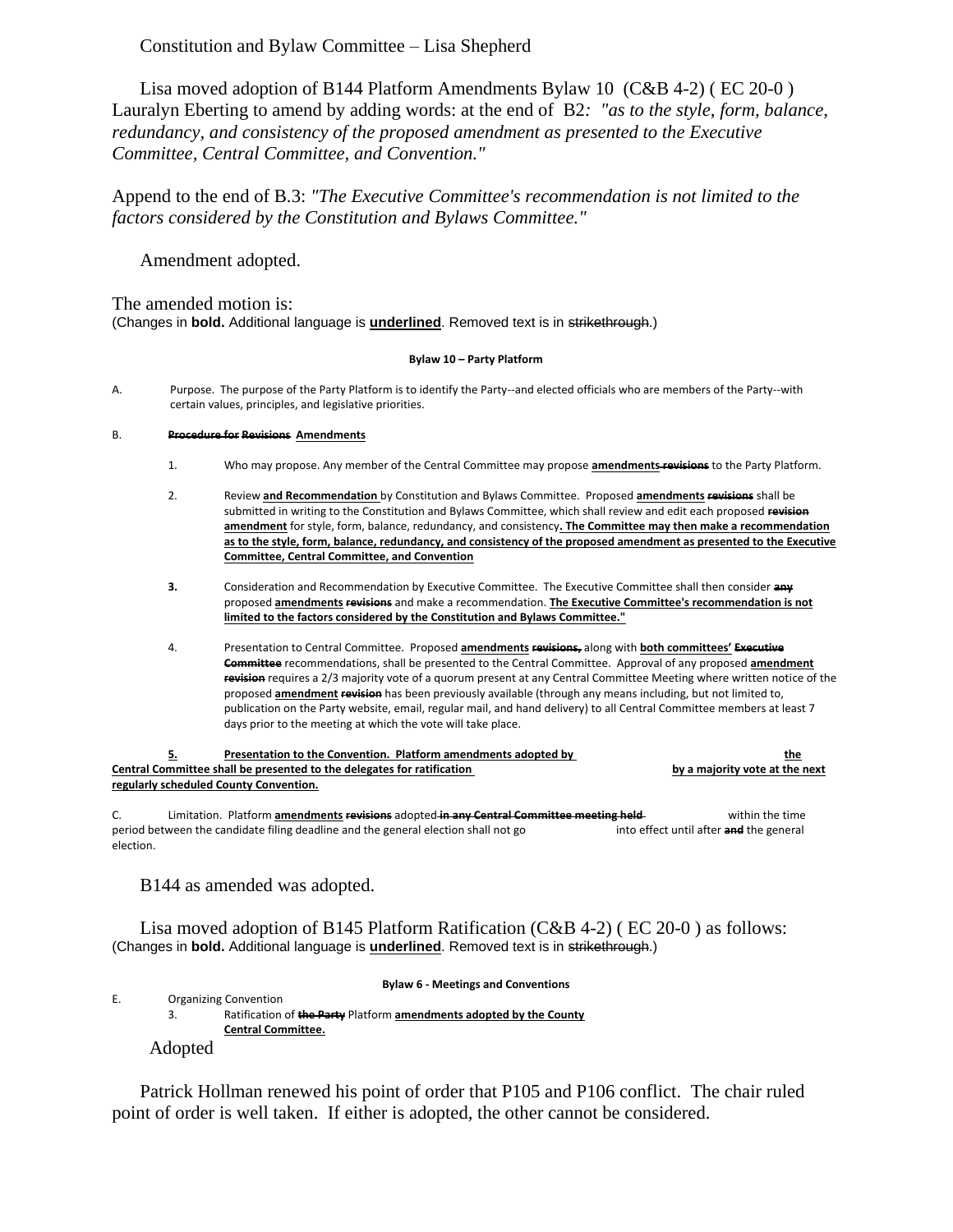Constitution and Bylaw Committee – Lisa Shepherd

Lisa moved adoption of B144 Platform Amendments Bylaw 10 (C&B 4-2) ( EC 20-0 ) Lauralyn Eberting to amend by adding words: at the end of B2*: "as to the style, form, balance, redundancy, and consistency of the proposed amendment as presented to the Executive Committee, Central Committee, and Convention."*

Append to the end of B.3: *"The Executive Committee's recommendation is not limited to the factors considered by the Constitution and Bylaws Committee."*

Amendment adopted.

The amended motion is:
(Changes in **bold.** Additional language is **underlined**. Removed text is in ~~strikethrough~~.)

**Bylaw 10 – Party Platform**

A. Purpose. The purpose of the Party Platform is to identify the Party--and elected officials who are members of the Party--with certain values, principles, and legislative priorities.

B. **~~Procedure for Revisions~~ Amendments**

1. Who may propose. Any member of the Central Committee may propose **amendments ~~revisions~~** to the Party Platform.

2. Review **and Recommendation** by Constitution and Bylaws Committee. Proposed **amendments ~~revisions~~** shall be submitted in writing to the Constitution and Bylaws Committee, which shall review and edit each proposed **~~revision~~ amendment** for style, form, balance, redundancy, and consistency**. The Committee may then make a recommendation as to the style, form, balance, redundancy, and consistency of the proposed amendment as presented to the Executive Committee, Central Committee, and Convention**

**3.** Consideration and Recommendation by Executive Committee. The Executive Committee shall then consider **~~any~~** proposed **amendments ~~revisions~~** and make a recommendation. **The Executive Committee's recommendation is not limited to the factors considered by the Constitution and Bylaws Committee."**

4. Presentation to Central Committee. Proposed **amendments ~~revisions,~~** along with **both committees' ~~Executive Committee~~** recommendations, shall be presented to the Central Committee. Approval of any proposed **amendment ~~revision~~** requires a 2/3 majority vote of a quorum present at any Central Committee Meeting where written notice of the proposed **amendment ~~revision~~** has been previously available (through any means including, but not limited to, publication on the Party website, email, regular mail, and hand delivery) to all Central Committee members at least 7 days prior to the meeting at which the vote will take place.

**5. Presentation to the Convention. Platform amendments adopted by the Central Committee shall be presented to the delegates for ratification by a majority vote at the next regularly scheduled County Convention.**

C. Limitation. Platform **amendments ~~revisions~~** adopted **~~in any Central Committee meeting held~~** within the time period between the candidate filing deadline and the general election shall not go into effect until after **~~and~~** the general election.

B144 as amended was adopted.

Lisa moved adoption of B145 Platform Ratification (C&B 4-2) ( EC 20-0 ) as follows:
(Changes in **bold.** Additional language is **underlined**. Removed text is in ~~strikethrough~~.)

**Bylaw 6 - Meetings and Conventions**

E. Organizing Convention

3. Ratification of **~~the Party~~** Platform **amendments adopted by the County Central Committee.**

Adopted

Patrick Hollman renewed his point of order that P105 and P106 conflict. The chair ruled point of order is well taken. If either is adopted, the other cannot be considered.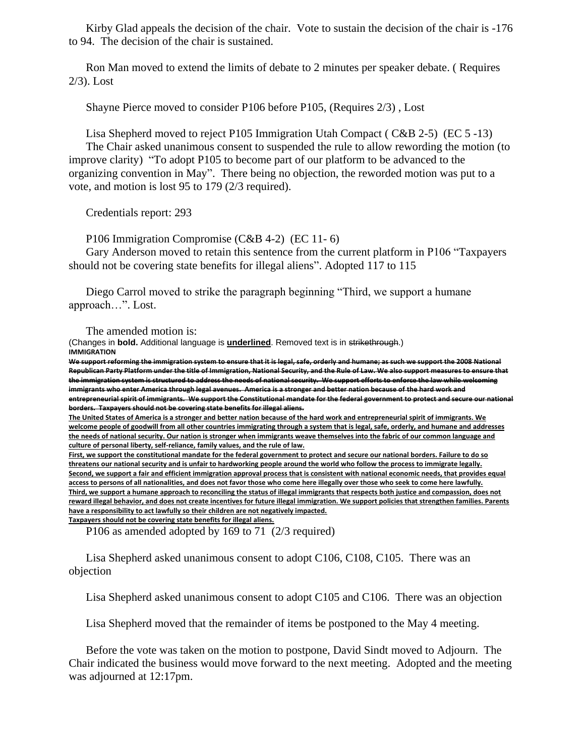Kirby Glad appeals the decision of the chair. Vote to sustain the decision of the chair is -176 to 94. The decision of the chair is sustained.

Ron Man moved to extend the limits of debate to 2 minutes per speaker debate. ( Requires 2/3). Lost

Shayne Pierce moved to consider P106 before P105, (Requires 2/3) , Lost

Lisa Shepherd moved to reject P105 Immigration Utah Compact ( C&B 2-5) (EC 5 -13)
The Chair asked unanimous consent to suspended the rule to allow rewording the motion (to improve clarity) "To adopt P105 to become part of our platform to be advanced to the organizing convention in May". There being no objection, the reworded motion was put to a vote, and motion is lost 95 to 179 (2/3 required).

Credentials report: 293

P106 Immigration Compromise (C&B 4-2) (EC 11- 6)
Gary Anderson moved to retain this sentence from the current platform in P106 "Taxpayers should not be covering state benefits for illegal aliens". Adopted 117 to 115

Diego Carrol moved to strike the paragraph beginning "Third, we support a humane approach…". Lost.

The amended motion is:
(Changes in **bold.** Additional language is **underlined**. Removed text is in ~~strikethrough~~.)

**IMMIGRATION**

~~**We support reforming the immigration system to ensure that it is legal, safe, orderly and humane; as such we support the 2008 National Republican Party Platform under the title of Immigration, National Security, and the Rule of Law. We also support measures to ensure that the immigration system is structured to address the needs of national security. We support efforts to enforce the law while welcoming immigrants who enter America through legal avenues. America is a stronger and better nation because of the hard work and entrepreneurial spirit of immigrants. We support the Constitutional mandate for the federal government to protect and secure our national borders. Taxpayers should not be covering state benefits for illegal aliens.**~~

<u>**The United States of America is a stronger and better nation because of the hard work and entrepreneurial spirit of immigrants. We welcome people of goodwill from all other countries immigrating through a system that is legal, safe, orderly, and humane and addresses the needs of national security. Our nation is stronger when immigrants weave themselves into the fabric of our common language and culture of personal liberty, self-reliance, family values, and the rule of law.**</u>

<u>**First, we support the constitutional mandate for the federal government to protect and secure our national borders. Failure to do so threatens our national security and is unfair to hardworking people around the world who follow the process to immigrate legally.**</u>

<u>**Second, we support a fair and efficient immigration approval process that is consistent with national economic needs, that provides equal access to persons of all nationalities, and does not favor those who come here illegally over those who seek to come here lawfully.**</u>

<u>**Third, we support a humane approach to reconciling the status of illegal immigrants that respects both justice and compassion, does not reward illegal behavior, and does not create incentives for future illegal immigration. We support policies that strengthen families. Parents have a responsibility to act lawfully so their children are not negatively impacted.**</u>

<u>**Taxpayers should not be covering state benefits for illegal aliens.**</u>

P106 as amended adopted by 169 to 71 (2/3 required)

Lisa Shepherd asked unanimous consent to adopt C106, C108, C105. There was an objection

Lisa Shepherd asked unanimous consent to adopt C105 and C106. There was an objection

Lisa Shepherd moved that the remainder of items be postponed to the May 4 meeting.

Before the vote was taken on the motion to postpone, David Sindt moved to Adjourn. The Chair indicated the business would move forward to the next meeting. Adopted and the meeting was adjourned at 12:17pm.